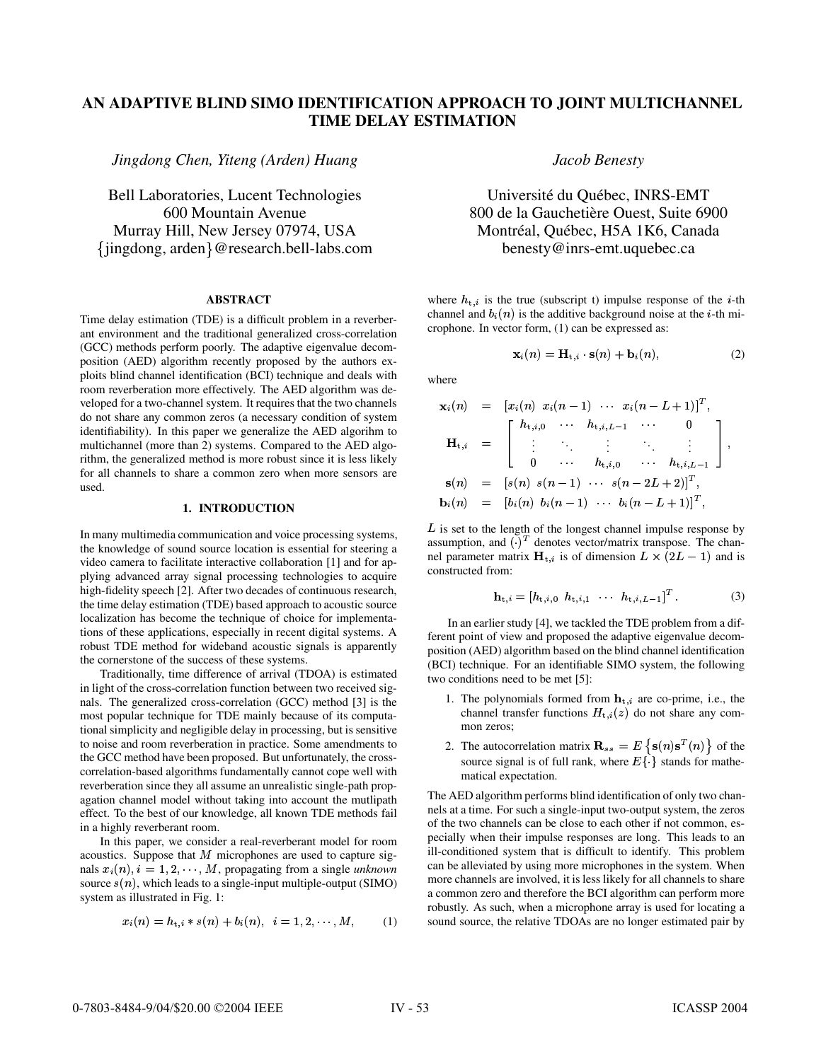# AN ADAPTIVE BLIND SIMO IDENTIFICATION APPROACH TO JOINT MULTICHANNEL TIME DELAY ESTIMATION

*Jingdong Chen, Yiteng (Arden) Huang*

Bell Laboratories, Lucent Technologies
600 Mountain Avenue
Murray Hill, New Jersey 07974, USA
{jingdong, arden}@research.bell-labs.com

*Jacob Benesty*

Université du Québec, INRS-EMT
800 de la Gauchetière Ouest, Suite 6900
Montréal, Québec, H5A 1K6, Canada
benesty@inrs-emt.uquebec.ca

## ABSTRACT

Time delay estimation (TDE) is a difficult problem in a reverberant environment and the traditional generalized cross-correlation (GCC) methods perform poorly. The adaptive eigenvalue decomposition (AED) algorithm recently proposed by the authors exploits blind channel identification (BCI) technique and deals with room reverberation more effectively. The AED algorithm was developed for a two-channel system. It requires that the two channels do not share any common zeros (a necessary condition of system identifiability). In this paper we generalize the AED algorihm to multichannel (more than 2) systems. Compared to the AED algorithm, the generalized method is more robust since it is less likely for all channels to share a common zero when more sensors are used.

## 1. INTRODUCTION

In many multimedia communication and voice processing systems, the knowledge of sound source location is essential for steering a video camera to facilitate interactive collaboration [1] and for applying advanced array signal processing technologies to acquire high-fidelity speech [2]. After two decades of continuous research, the time delay estimation (TDE) based approach to acoustic source localization has become the technique of choice for implementations of these applications, especially in recent digital systems. A robust TDE method for wideband acoustic signals is apparently the cornerstone of the success of these systems.

Traditionally, time difference of arrival (TDOA) is estimated in light of the cross-correlation function between two received signals. The generalized cross-correlation (GCC) method [3] is the most popular technique for TDE mainly because of its computational simplicity and negligible delay in processing, but is sensitive to noise and room reverberation in practice. Some amendments to the GCC method have been proposed. But unfortunately, the cross-correlation-based algorithms fundamentally cannot cope well with reverberation since they all assume an unrealistic single-path propagation channel without taking into account the mutlipath effect. To the best of our knowledge, all known TDE methods fail in a highly reverberant room.

In this paper, we consider a real-reverberant model for room acoustics. Suppose that $M$ microphones are used to capture signals $x_i(n), i = 1, 2, \cdots, M$, propagating from a single *unknown* source $s(n)$, which leads to a single-input multiple-output (SIMO) system as illustrated in Fig. 1:

$$x_i(n) = h_{t,i} * s(n) + b_i(n), \quad i = 1, 2, \cdots, M, \tag{1}$$

where $h_{t,i}$ is the true (subscript t) impulse response of the $i$-th channel and $b_i(n)$ is the additive background noise at the $i$-th microphone. In vector form, (1) can be expressed as:

$$\mathbf{x}_i(n) = \mathbf{H}_{t,i} \cdot \mathbf{s}(n) + \mathbf{b}_i(n), \tag{2}$$

where

$$\begin{aligned}
\mathbf{x}_i(n) &= [x_i(n) \;\; x_i(n-1) \;\; \cdots \;\; x_i(n-L+1)]^T, \\
\mathbf{H}_{t,i} &= \begin{bmatrix} h_{t,i,0} & \cdots & h_{t,i,L-1} & \cdots & 0 \\ \vdots & \ddots & \vdots & \ddots & \vdots \\ 0 & \cdots & h_{t,i,0} & \cdots & h_{t,i,L-1} \end{bmatrix}, \\
\mathbf{s}(n) &= [s(n) \;\; s(n-1) \;\; \cdots \;\; s(n-2L+2)]^T, \\
\mathbf{b}_i(n) &= [b_i(n) \;\; b_i(n-1) \;\; \cdots \;\; b_i(n-L+1)]^T,
\end{aligned}$$

$L$ is set to the length of the longest channel impulse response by assumption, and $(\cdot)^T$ denotes vector/matrix transpose. The channel parameter matrix $\mathbf{H}_{t,i}$ is of dimension $L \times (2L-1)$ and is constructed from:

$$\mathbf{h}_{t,i} = [h_{t,i,0} \;\; h_{t,i,1} \;\; \cdots \;\; h_{t,i,L-1}]^T. \tag{3}$$

In an earlier study [4], we tackled the TDE problem from a different point of view and proposed the adaptive eigenvalue decomposition (AED) algorithm based on the blind channel identification (BCI) technique. For an identifiable SIMO system, the following two conditions need to be met [5]:

1. The polynomials formed from $\mathbf{h}_{t,i}$ are co-prime, i.e., the channel transfer functions $H_{t,i}(z)$ do not share any common zeros;
2. The autocorrelation matrix $\mathbf{R}_{ss} = E\{\mathbf{s}(n)\mathbf{s}^T(n)\}$ of the source signal is of full rank, where $E\{\cdot\}$ stands for mathematical expectation.

The AED algorithm performs blind identification of only two channels at a time. For such a single-input two-output system, the zeros of the two channels can be close to each other if not common, especially when their impulse responses are long. This leads to an ill-conditioned system that is difficult to identify. This problem can be alleviated by using more microphones in the system. When more channels are involved, it is less likely for all channels to share a common zero and therefore the BCI algorithm can perform more robustly. As such, when a microphone array is used for locating a sound source, the relative TDOAs are no longer estimated pair by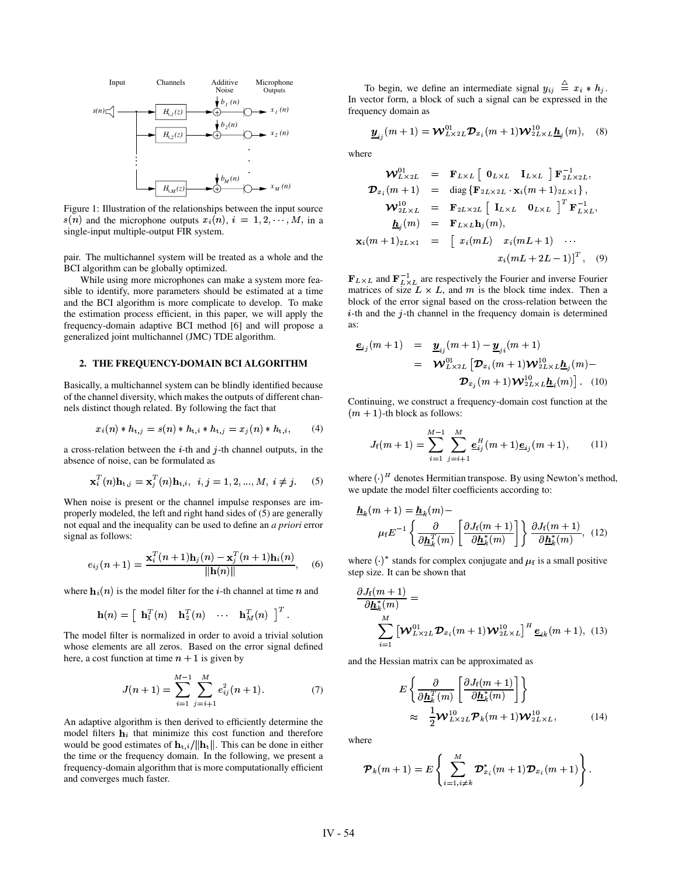Figure 1: Illustration of the relationships between the input source $s(n)$ and the microphone outputs $x_i(n)$, $i = 1, 2, \cdots, M$, in a single-input multiple-output FIR system.

pair. The multichannel system will be treated as a whole and the BCI algorithm can be globally optimized.

While using more microphones can make a system more feasible to identify, more parameters should be estimated at a time and the BCI algorithm is more complicate to develop. To make the estimation process efficient, in this paper, we will apply the frequency-domain adaptive BCI method [6] and will propose a generalized joint multichannel (JMC) TDE algorithm.

## 2. THE FREQUENCY-DOMAIN BCI ALGORITHM

Basically, a multichannel system can be blindly identified because of the channel diversity, which makes the outputs of different channels distinct though related. By following the fact that

$$x_i(n) * h_{t,j} = s(n) * h_{t,i} * h_{t,j} = x_j(n) * h_{t,i}, \qquad (4)$$

a cross-relation between the $i$-th and $j$-th channel outputs, in the absence of noise, can be formulated as

$$\mathbf{x}_i^T(n)\mathbf{h}_{t,j} = \mathbf{x}_j^T(n)\mathbf{h}_{t,i}, \;\; i, j = 1, 2, ..., M, \; i \neq j. \qquad (5)$$

When noise is present or the channel impulse responses are improperly modeled, the left and right hand sides of (5) are generally not equal and the inequality can be used to define an *a priori* error signal as follows:

$$e_{ij}(n+1) = \frac{\mathbf{x}_i^T(n+1)\mathbf{h}_j(n) - \mathbf{x}_j^T(n+1)\mathbf{h}_i(n)}{\|\mathbf{h}(n)\|}, \qquad (6)$$

where $\mathbf{h}_i(n)$ is the model filter for the $i$-th channel at time $n$ and

$$\mathbf{h}(n) = \begin{bmatrix} \mathbf{h}_1^T(n) & \mathbf{h}_2^T(n) & \cdots & \mathbf{h}_M^T(n) \end{bmatrix}^T.$$

The model filter is normalized in order to avoid a trivial solution whose elements are all zeros. Based on the error signal defined here, a cost function at time $n+1$ is given by

$$J(n+1) = \sum_{i=1}^{M-1} \sum_{j=i+1}^{M} e_{ij}^2(n+1). \qquad (7)$$

An adaptive algorithm is then derived to efficiently determine the model filters $\mathbf{h}_i$ that minimize this cost function and therefore would be good estimates of $\mathbf{h}_{t,i}/\|\mathbf{h}_t\|$. This can be done in either the time or the frequency domain. In the following, we present a frequency-domain algorithm that is more computationally efficient and converges much faster.

To begin, we define an intermediate signal $y_{ij} \stackrel{\triangle}{=} x_i * h_j$. In vector form, a block of such a signal can be expressed in the frequency domain as

$$\underline{\boldsymbol{y}}_{ij}(m+1) = \boldsymbol{\mathcal{W}}_{L\times 2L}^{01}\boldsymbol{\mathcal{D}}_{x_i}(m+1)\boldsymbol{\mathcal{W}}_{2L\times L}^{10}\underline{\boldsymbol{h}}_j(m), \quad (8)$$

where

$$\begin{aligned}
\boldsymbol{\mathcal{W}}_{L\times 2L}^{01} &= \mathbf{F}_{L\times L} \begin{bmatrix} \mathbf{0}_{L\times L} & \mathbf{I}_{L\times L} \end{bmatrix} \mathbf{F}_{2L\times 2L}^{-1}, \\
\boldsymbol{\mathcal{D}}_{x_i}(m+1) &= \text{diag}\left\{\mathbf{F}_{2L\times 2L} \cdot \mathbf{x}_i(m+1)_{2L\times 1}\right\}, \\
\boldsymbol{\mathcal{W}}_{2L\times L}^{10} &= \mathbf{F}_{2L\times 2L} \begin{bmatrix} \mathbf{I}_{L\times L} & \mathbf{0}_{L\times L} \end{bmatrix}^T \mathbf{F}_{L\times L}^{-1}, \\
\underline{\boldsymbol{h}}_j(m) &= \mathbf{F}_{L\times L}\mathbf{h}_j(m), \\
\mathbf{x}_i(m+1)_{2L\times 1} &= \begin{bmatrix} x_i(mL) & x_i(mL+1) & \cdots \\ & & x_i(mL+2L-1) \end{bmatrix}^T, \quad (9)
\end{aligned}$$

$\mathbf{F}_{L\times L}$ and $\mathbf{F}_{L\times L}^{-1}$ are respectively the Fourier and inverse Fourier matrices of size $L \times L$, and $m$ is the block time index. Then a block of the error signal based on the cross-relation between the $i$-th and the $j$-th channel in the frequency domain is determined as:

$$\begin{aligned}
\underline{\boldsymbol{e}}_{ij}(m+1) &= \underline{\boldsymbol{y}}_{ij}(m+1) - \underline{\boldsymbol{y}}_{ji}(m+1) \\
&= \boldsymbol{\mathcal{W}}_{L\times 2L}^{01}\left[\boldsymbol{\mathcal{D}}_{x_i}(m+1)\boldsymbol{\mathcal{W}}_{2L\times L}^{10}\underline{\boldsymbol{h}}_j(m) - \right. \\
&\qquad \left. \boldsymbol{\mathcal{D}}_{x_j}(m+1)\boldsymbol{\mathcal{W}}_{2L\times L}^{10}\underline{\boldsymbol{h}}_i(m)\right]. \quad (10)
\end{aligned}$$

Continuing, we construct a frequency-domain cost function at the $(m+1)$-th block as follows:

$$J_{\text{f}}(m+1) = \sum_{i=1}^{M-1}\sum_{j=i+1}^{M} \underline{\boldsymbol{e}}_{ij}^H(m+1)\underline{\boldsymbol{e}}_{ij}(m+1), \qquad (11)$$

where $(\cdot)^H$ denotes Hermitian transpose. By using Newton's method, we update the model filter coefficients according to:

$$\begin{aligned}
\underline{\boldsymbol{h}}_k(m+1) &= \underline{\boldsymbol{h}}_k(m) - \\
&\mu_{\text{f}} E^{-1}\left\{\frac{\partial}{\partial \underline{\boldsymbol{h}}_k^T(m)}\left[\frac{\partial J_{\text{f}}(m+1)}{\partial \underline{\boldsymbol{h}}_k^*(m)}\right]\right\}\frac{\partial J_{\text{f}}(m+1)}{\partial \underline{\boldsymbol{h}}_k^*(m)}, \quad (12)
\end{aligned}$$

where $(\cdot)^*$ stands for complex conjugate and $\mu_{\text{f}}$ is a small positive step size. It can be shown that

$$\begin{aligned}
&\frac{\partial J_{\text{f}}(m+1)}{\partial \underline{\boldsymbol{h}}_k^*(m)} = \\
&\qquad \sum_{i=1}^{M}\left[\boldsymbol{\mathcal{W}}_{L\times 2L}^{01}\boldsymbol{\mathcal{D}}_{x_i}(m+1)\boldsymbol{\mathcal{W}}_{2L\times L}^{10}\right]^H \underline{\boldsymbol{e}}_{ik}(m+1), \quad (13)
\end{aligned}$$

and the Hessian matrix can be approximated as

$$\begin{aligned}
&E\left\{\frac{\partial}{\partial \underline{\boldsymbol{h}}_k^T(m)}\left[\frac{\partial J_{\text{f}}(m+1)}{\partial \underline{\boldsymbol{h}}_k^*(m)}\right]\right\} \\
&\qquad \approx \frac{1}{2}\boldsymbol{\mathcal{W}}_{L\times 2L}^{10}\boldsymbol{\mathcal{P}}_k(m+1)\boldsymbol{\mathcal{W}}_{2L\times L}^{10}, \quad (14)
\end{aligned}$$

where

$$\boldsymbol{\mathcal{P}}_k(m+1) = E\left\{\sum_{i=1, i\neq k}^{M}\boldsymbol{\mathcal{D}}_{x_i}^*(m+1)\boldsymbol{\mathcal{D}}_{x_i}(m+1)\right\}.$$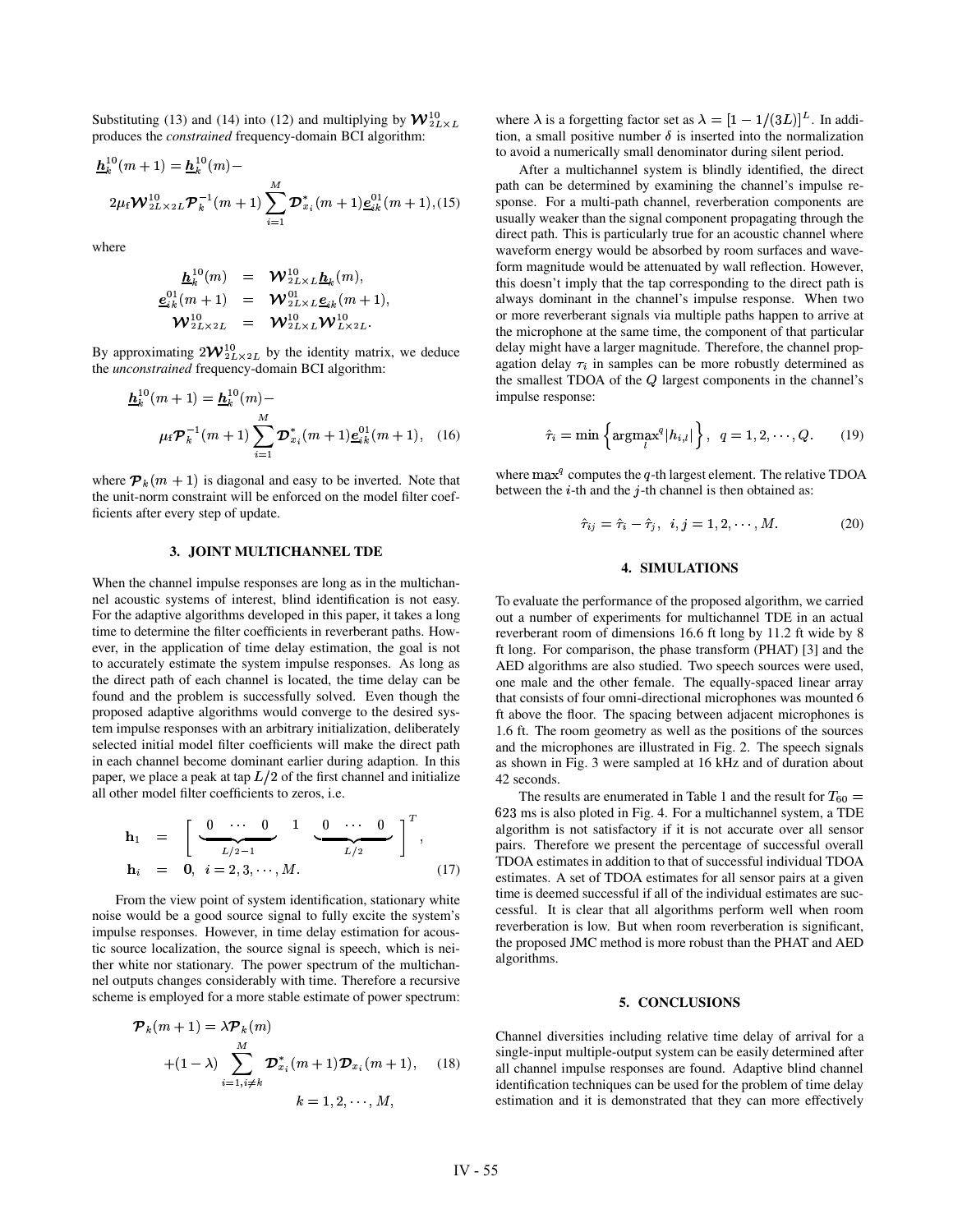Substituting (13) and (14) into (12) and multiplying by $\boldsymbol{\mathcal{W}}^{10}_{2L\times L}$ produces the *constrained* frequency-domain BCI algorithm:

$$\underline{\boldsymbol{h}}^{10}_k(m+1) = \underline{\boldsymbol{h}}^{10}_k(m) - 2\mu_f \boldsymbol{\mathcal{W}}^{10}_{2L\times 2L}\boldsymbol{\mathcal{P}}^{-1}_k(m+1)\sum_{i=1}^{M}\boldsymbol{\mathcal{D}}^*_{x_i}(m+1)\underline{\boldsymbol{e}}^{01}_{ik}(m+1), \quad (15)$$

where

$$\begin{aligned}
\underline{\boldsymbol{h}}^{10}_k(m) &= \boldsymbol{\mathcal{W}}^{10}_{2L\times L}\underline{\boldsymbol{h}}_k(m),\\
\underline{\boldsymbol{e}}^{01}_{ik}(m+1) &= \boldsymbol{\mathcal{W}}^{01}_{2L\times L}\underline{\boldsymbol{e}}_{ik}(m+1),\\
\boldsymbol{\mathcal{W}}^{10}_{2L\times 2L} &= \boldsymbol{\mathcal{W}}^{10}_{2L\times L}\boldsymbol{\mathcal{W}}^{10}_{L\times 2L}.
\end{aligned}$$

By approximating $2\boldsymbol{\mathcal{W}}^{10}_{2L\times 2L}$ by the identity matrix, we deduce the *unconstrained* frequency-domain BCI algorithm:

$$\underline{\boldsymbol{h}}^{10}_k(m+1) = \underline{\boldsymbol{h}}^{10}_k(m) - \mu_f \boldsymbol{\mathcal{P}}^{-1}_k(m+1)\sum_{i=1}^{M}\boldsymbol{\mathcal{D}}^*_{x_i}(m+1)\underline{\boldsymbol{e}}^{01}_{ik}(m+1), \quad (16)$$

where $\boldsymbol{\mathcal{P}}_k(m+1)$ is diagonal and easy to be inverted. Note that the unit-norm constraint will be enforced on the model filter coefficients after every step of update.

### 3. JOINT MULTICHANNEL TDE

When the channel impulse responses are long as in the multichannel acoustic systems of interest, blind identification is not easy. For the adaptive algorithms developed in this paper, it takes a long time to determine the filter coefficients in reverberant paths. However, in the application of time delay estimation, the goal is not to accurately estimate the system impulse responses. As long as the direct path of each channel is located, the time delay can be found and the problem is successfully solved. Even though the proposed adaptive algorithms would converge to the desired system impulse responses with an arbitrary initialization, deliberately selected initial model filter coefficients will make the direct path in each channel become dominant earlier during adaption. In this paper, we place a peak at tap $L/2$ of the first channel and initialize all other model filter coefficients to zeros, i.e.

$$\begin{aligned}
\mathbf{h}_1 &= \Big[\ \underbrace{0\ \cdots\ 0}_{L/2-1}\ \ 1\ \ \underbrace{0\ \cdots\ 0}_{L/2}\ \Big]^T,\\
\mathbf{h}_i &= \mathbf{0},\ \ i = 2, 3, \cdots, M.
\end{aligned} \quad (17)$$

From the view point of system identification, stationary white noise would be a good source signal to fully excite the system's impulse responses. However, in time delay estimation for acoustic source localization, the source signal is speech, which is neither white nor stationary. The power spectrum of the multichannel outputs changes considerably with time. Therefore a recursive scheme is employed for a more stable estimate of power spectrum:

$$\boldsymbol{\mathcal{P}}_k(m+1) = \lambda\boldsymbol{\mathcal{P}}_k(m) + (1-\lambda)\sum_{i=1, i\neq k}^{M}\boldsymbol{\mathcal{D}}^*_{x_i}(m+1)\boldsymbol{\mathcal{D}}_{x_i}(m+1), \quad (18)$$
$$k = 1, 2, \cdots, M,$$

where $\lambda$ is a forgetting factor set as $\lambda = [1 - 1/(3L)]^L$. In addition, a small positive number $\delta$ is inserted into the normalization to avoid a numerically small denominator during silent period.

After a multichannel system is blindly identified, the direct path can be determined by examining the channel's impulse response. For a multi-path channel, reverberation components are usually weaker than the signal component propagating through the direct path. This is particularly true for an acoustic channel where waveform energy would be absorbed by room surfaces and waveform magnitude would be attenuated by wall reflection. However, this doesn't imply that the tap corresponding to the direct path is always dominant in the channel's impulse response. When two or more reverberant signals via multiple paths happen to arrive at the microphone at the same time, the component of that particular delay might have a larger magnitude. Therefore, the channel propagation delay $\tau_i$ in samples can be more robustly determined as the smallest TDOA of the $Q$ largest components in the channel's impulse response:

$$\hat{\tau}_i = \min\left\{\underset{l}{\operatorname{argmax}^q}|h_{i,l}|\right\},\ \ q = 1, 2, \cdots, Q. \quad (19)$$

where $\max^q$ computes the $q$-th largest element. The relative TDOA between the $i$-th and the $j$-th channel is then obtained as:

$$\hat{\tau}_{ij} = \hat{\tau}_i - \hat{\tau}_j,\ \ i, j = 1, 2, \cdots, M. \quad (20)$$

### 4. SIMULATIONS

To evaluate the performance of the proposed algorithm, we carried out a number of experiments for multichannel TDE in an actual reverberant room of dimensions 16.6 ft long by 11.2 ft wide by 8 ft long. For comparison, the phase transform (PHAT) [3] and the AED algorithms are also studied. Two speech sources were used, one male and the other female. The equally-spaced linear array that consists of four omni-directional microphones was mounted 6 ft above the floor. The spacing between adjacent microphones is 1.6 ft. The room geometry as well as the positions of the sources and the microphones are illustrated in Fig. 2. The speech signals as shown in Fig. 3 were sampled at 16 kHz and of duration about 42 seconds.

The results are enumerated in Table 1 and the result for $T_{60} = 623$ ms is also ploted in Fig. 4. For a multichannel system, a TDE algorithm is not satisfactory if it is not accurate over all sensor pairs. Therefore we present the percentage of successful overall TDOA estimates in addition to that of successful individual TDOA estimates. A set of TDOA estimates for all sensor pairs at a given time is deemed successful if all of the individual estimates are successful. It is clear that all algorithms perform well when room reverberation is low. But when room reverberation is significant, the proposed JMC method is more robust than the PHAT and AED algorithms.

### 5. CONCLUSIONS

Channel diversities including relative time delay of arrival for a single-input multiple-output system can be easily determined after all channel impulse responses are found. Adaptive blind channel identification techniques can be used for the problem of time delay estimation and it is demonstrated that they can more effectively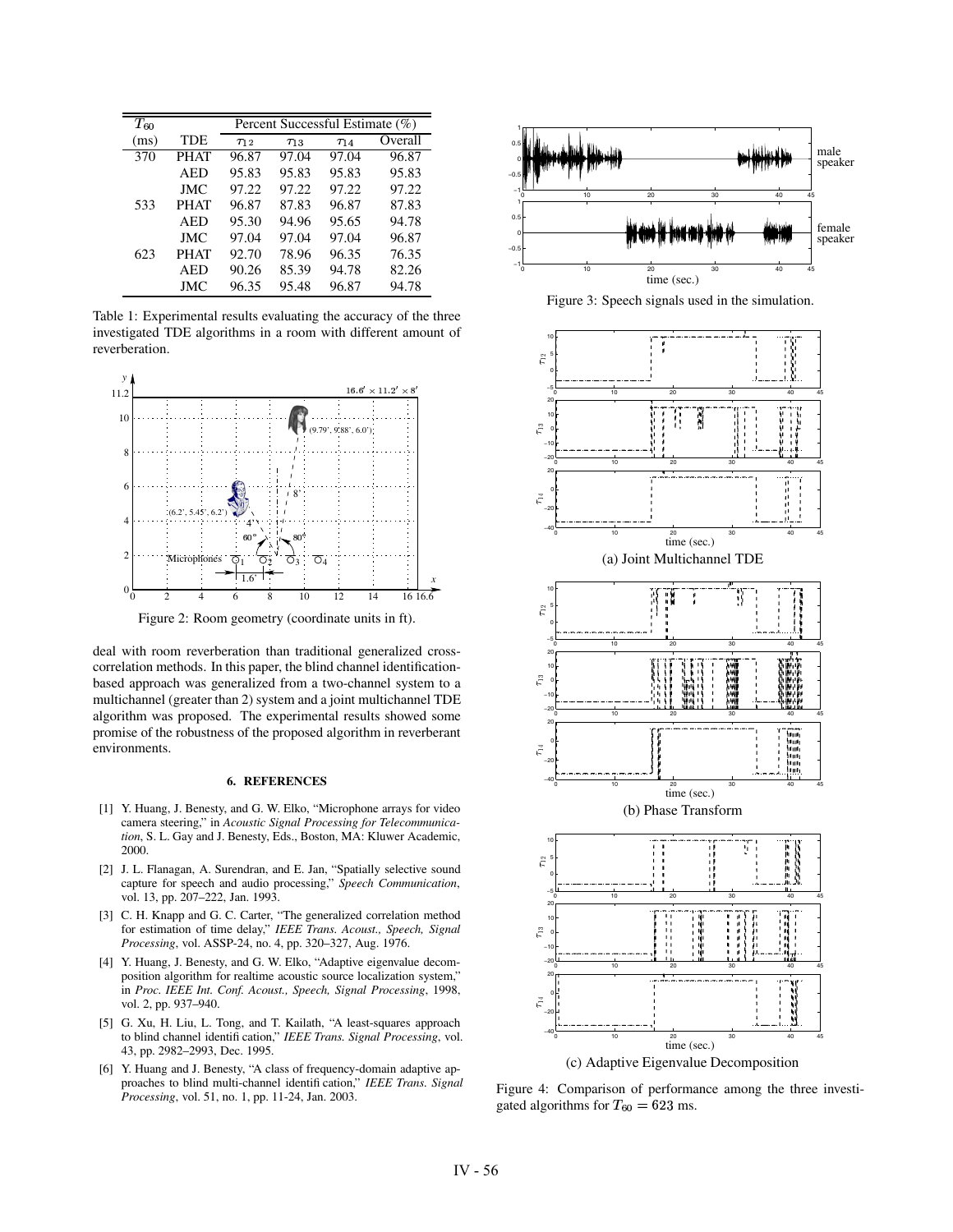| $T_{60}$ | | Percent Successful Estimate (%) | | | |
|---|---|---|---|---|---|
| (ms) | TDE | $\tau_{12}$ | $\tau_{13}$ | $\tau_{14}$ | Overall |
| 370 | PHAT | 96.87 | 97.04 | 97.04 | 96.87 |
| | AED | 95.83 | 95.83 | 95.83 | 95.83 |
| | JMC | 97.22 | 97.22 | 97.22 | 97.22 |
| 533 | PHAT | 96.87 | 87.83 | 96.87 | 87.83 |
| | AED | 95.30 | 94.96 | 95.65 | 94.78 |
| | JMC | 97.04 | 97.04 | 97.04 | 96.87 |
| 623 | PHAT | 92.70 | 78.96 | 96.35 | 76.35 |
| | AED | 90.26 | 85.39 | 94.78 | 82.26 |
| | JMC | 96.35 | 95.48 | 96.87 | 94.78 |

Table 1: Experimental results evaluating the accuracy of the three investigated TDE algorithms in a room with different amount of reverberation.

Figure 2: Room geometry (coordinate units in ft).

deal with room reverberation than traditional generalized cross-correlation methods. In this paper, the blind channel identification-based approach was generalized from a two-channel system to a multichannel (greater than 2) system and a joint multichannel TDE algorithm was proposed. The experimental results showed some promise of the robustness of the proposed algorithm in reverberant environments.

## 6. REFERENCES

[1] Y. Huang, J. Benesty, and G. W. Elko, "Microphone arrays for video camera steering," in *Acoustic Signal Processing for Telecommunication*, S. L. Gay and J. Benesty, Eds., Boston, MA: Kluwer Academic, 2000.

[2] J. L. Flanagan, A. Surendran, and E. Jan, "Spatially selective sound capture for speech and audio processing," *Speech Communication*, vol. 13, pp. 207–222, Jan. 1993.

[3] C. H. Knapp and G. C. Carter, "The generalized correlation method for estimation of time delay," *IEEE Trans. Acoust., Speech, Signal Processing*, vol. ASSP-24, no. 4, pp. 320–327, Aug. 1976.

[4] Y. Huang, J. Benesty, and G. W. Elko, "Adaptive eigenvalue decomposition algorithm for realtime acoustic source localization system," in *Proc. IEEE Int. Conf. Acoust., Speech, Signal Processing*, 1998, vol. 2, pp. 937–940.

[5] G. Xu, H. Liu, L. Tong, and T. Kailath, "A least-squares approach to blind channel identification," *IEEE Trans. Signal Processing*, vol. 43, pp. 2982–2993, Dec. 1995.

[6] Y. Huang and J. Benesty, "A class of frequency-domain adaptive approaches to blind multi-channel identification," *IEEE Trans. Signal Processing*, vol. 51, no. 1, pp. 11-24, Jan. 2003.

Figure 3: Speech signals used in the simulation.

(a) Joint Multichannel TDE

(b) Phase Transform

(c) Adaptive Eigenvalue Decomposition

Figure 4: Comparison of performance among the three investigated algorithms for $T_{60} = 623$ ms.